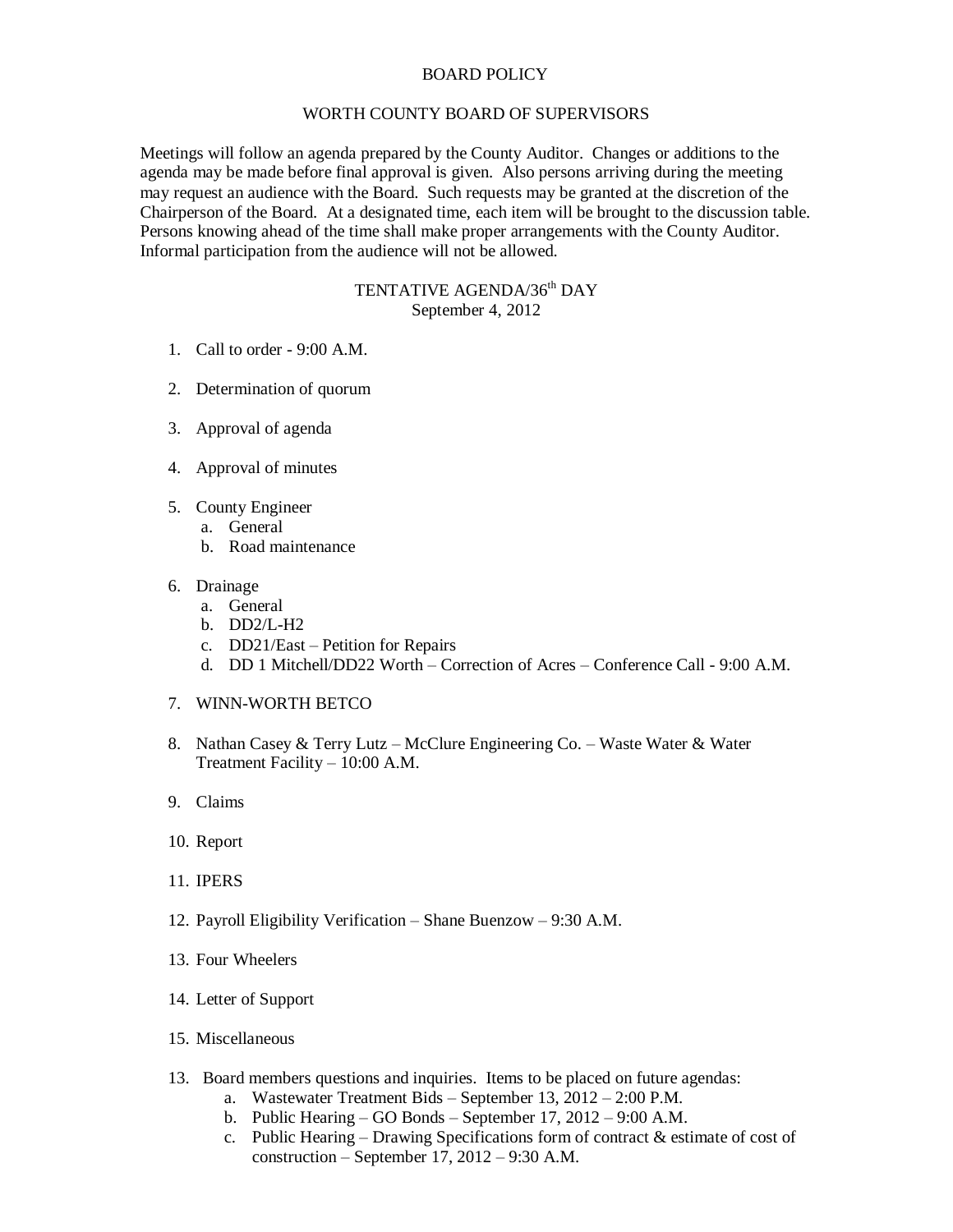# BOARD POLICY

## WORTH COUNTY BOARD OF SUPERVISORS

Meetings will follow an agenda prepared by the County Auditor. Changes or additions to the agenda may be made before final approval is given. Also persons arriving during the meeting may request an audience with the Board. Such requests may be granted at the discretion of the Chairperson of the Board. At a designated time, each item will be brought to the discussion table. Persons knowing ahead of the time shall make proper arrangements with the County Auditor. Informal participation from the audience will not be allowed.

### TENTATIVE AGENDA/36th DAY
September 4, 2012

1. Call to order - 9:00 A.M.

2. Determination of quorum

3. Approval of agenda

4. Approval of minutes

5. County Engineer
   a. General
   b. Road maintenance

6. Drainage
   a. General
   b. DD2/L-H2
   c. DD21/East – Petition for Repairs
   d. DD 1 Mitchell/DD22 Worth – Correction of Acres – Conference Call - 9:00 A.M.

7. WINN-WORTH BETCO

8. Nathan Casey & Terry Lutz – McClure Engineering Co. – Waste Water & Water Treatment Facility – 10:00 A.M.

9. Claims

10. Report

11. IPERS

12. Payroll Eligibility Verification – Shane Buenzow – 9:30 A.M.

13. Four Wheelers

14. Letter of Support

15. Miscellaneous

13. Board members questions and inquiries. Items to be placed on future agendas:
    a. Wastewater Treatment Bids – September 13, 2012 – 2:00 P.M.
    b. Public Hearing – GO Bonds – September 17, 2012 – 9:00 A.M.
    c. Public Hearing – Drawing Specifications form of contract & estimate of cost of construction – September 17, 2012 – 9:30 A.M.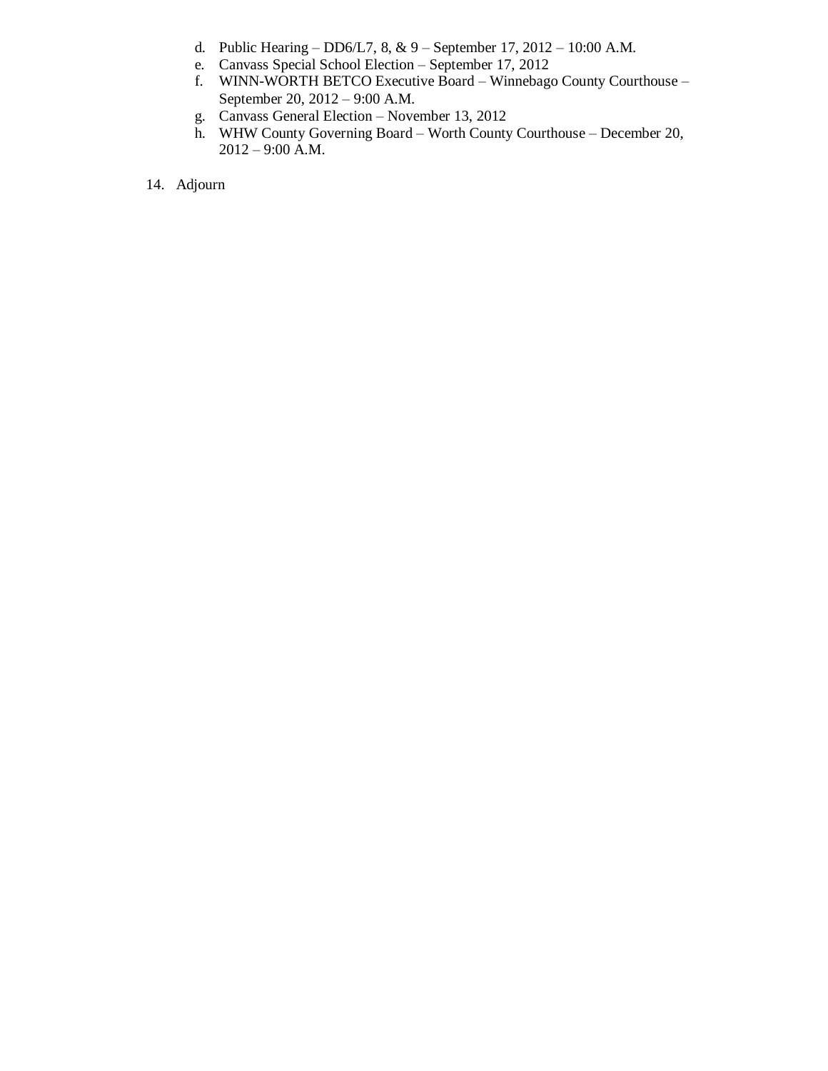d. Public Hearing – DD6/L7, 8, & 9 – September 17, 2012 – 10:00 A.M.
e. Canvass Special School Election – September 17, 2012
f. WINN-WORTH BETCO Executive Board – Winnebago County Courthouse – September 20, 2012 – 9:00 A.M.
g. Canvass General Election – November 13, 2012
h. WHW County Governing Board – Worth County Courthouse – December 20, 2012 – 9:00 A.M.

14. Adjourn